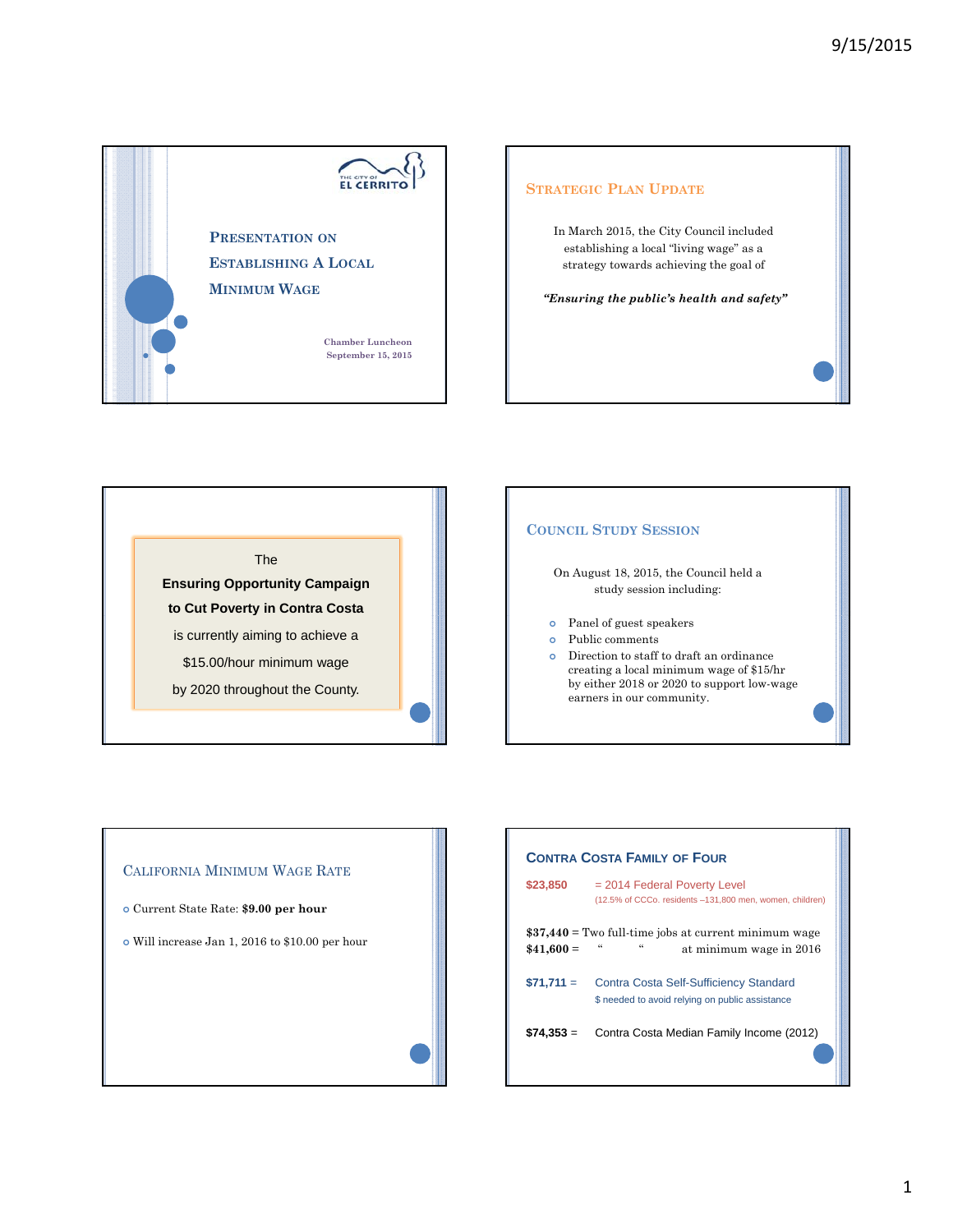## Presentation on Establishing a Local Minimum Wage

The City of El Cerrito

Chamber Luncheon
September 15, 2015

## Strategic Plan Update

In March 2015, the City Council included establishing a local "living wage" as a strategy towards achieving the goal of

***"Ensuring the public's health and safety"***

---

The
**Ensuring Opportunity Campaign**
**to Cut Poverty in Contra Costa**
is currently aiming to achieve a
$15.00/hour minimum wage
by 2020 throughout the County.

## Council Study Session

On August 18, 2015, the Council held a study session including:

- Panel of guest speakers
- Public comments
- Direction to staff to draft an ordinance creating a local minimum wage of $15/hr by either 2018 or 2020 to support low-wage earners in our community.

## California Minimum Wage Rate

- Current State Rate: **$9.00 per hour**
- Will increase Jan 1, 2016 to $10.00 per hour

## Contra Costa Family of Four

**$23,850** = 2014 Federal Poverty Level
(12.5% of CCCo. residents –131,800 men, women, children)

**$37,440** = Two full-time jobs at current minimum wage
**$41,600** = " " at minimum wage in 2016

**$71,711** = Contra Costa Self-Sufficiency Standard
$ needed to avoid relying on public assistance

**$74,353** = Contra Costa Median Family Income (2012)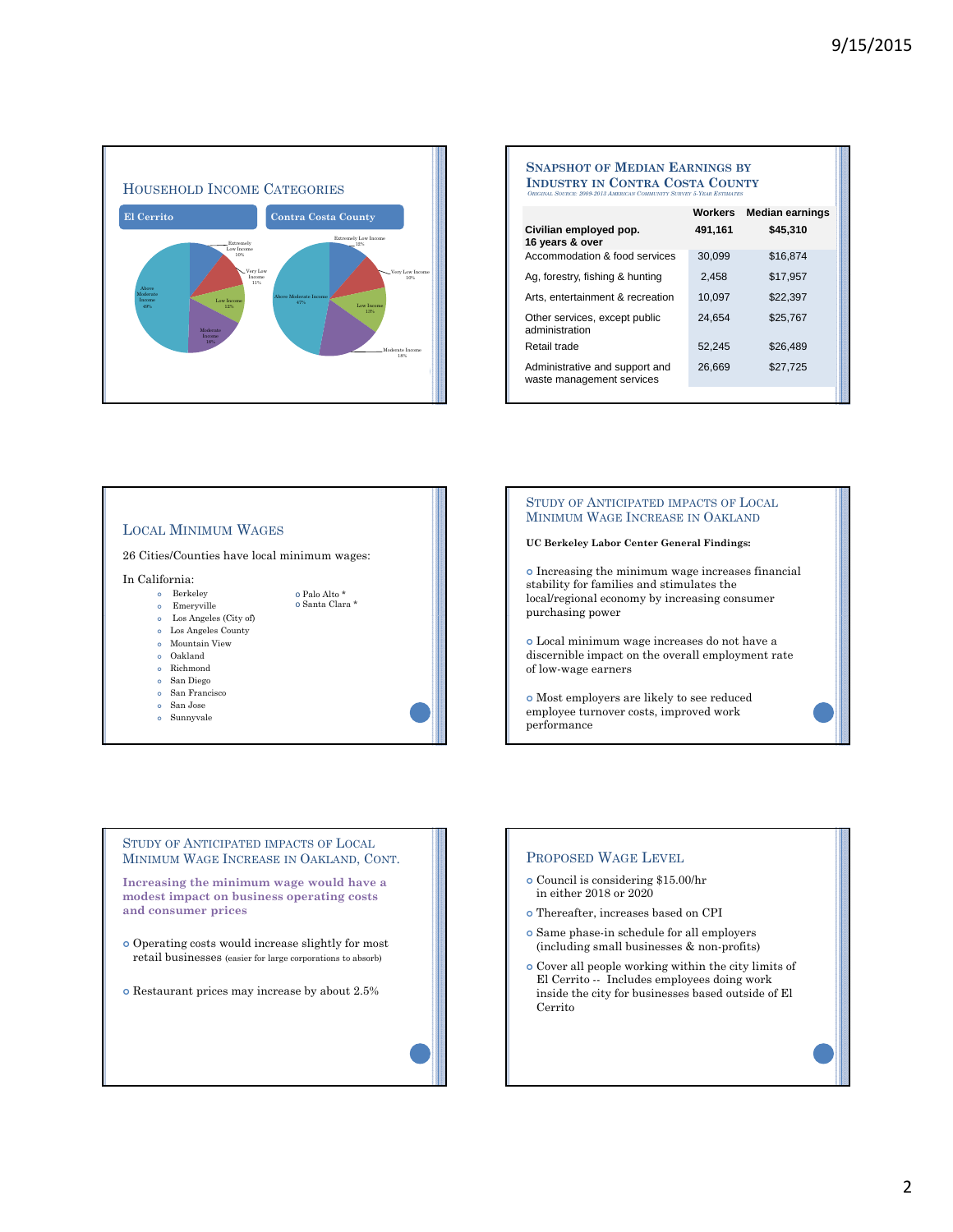## Household Income Categories

El Cerrito

Contra Costa County

Extremely Low Income 10%

Very Low Income 11%

Low Income 12%

Moderate Income 18%

Above Moderate Income 49%

Extremely Low Income 12%

Very Low Income 10%

Low Income 13%

Moderate Income 18%

Above Moderate Income 47%

## Snapshot of Median Earnings by Industry in Contra Costa County

*Original Source: 2009-2013 American Community Survey 5-Year Estimates*

| | Workers | Median earnings |
|---|---|---|
| **Civilian employed pop. 16 years & over** | **491,161** | **$45,310** |
| Accommodation & food services | 30,099 | $16,874 |
| Ag, forestry, fishing & hunting | 2,458 | $17,957 |
| Arts, entertainment & recreation | 10,097 | $22,397 |
| Other services, except public administration | 24,654 | $25,767 |
| Retail trade | 52,245 | $26,489 |
| Administrative and support and waste management services | 26,669 | $27,725 |

## Local Minimum Wages

26 Cities/Counties have local minimum wages:

In California:

- Berkeley
- Emeryville
- Los Angeles (City of)
- Los Angeles County
- Mountain View
- Oakland
- Richmond
- San Diego
- San Francisco
- San Jose
- Sunnyvale
- Palo Alto *
- Santa Clara *

## Study of Anticipated Impacts of Local Minimum Wage Increase in Oakland

**UC Berkeley Labor Center General Findings:**

- Increasing the minimum wage increases financial stability for families and stimulates the local/regional economy by increasing consumer purchasing power
- Local minimum wage increases do not have a discernible impact on the overall employment rate of low-wage earners
- Most employers are likely to see reduced employee turnover costs, improved work performance

## Study of Anticipated Impacts of Local Minimum Wage Increase in Oakland, Cont.

**Increasing the minimum wage would have a modest impact on business operating costs and consumer prices**

- Operating costs would increase slightly for most retail businesses (easier for large corporations to absorb)
- Restaurant prices may increase by about 2.5%

## Proposed Wage Level

- Council is considering $15.00/hr in either 2018 or 2020
- Thereafter, increases based on CPI
- Same phase-in schedule for all employers (including small businesses & non-profits)
- Cover all people working within the city limits of El Cerrito -- Includes employees doing work inside the city for businesses based outside of El Cerrito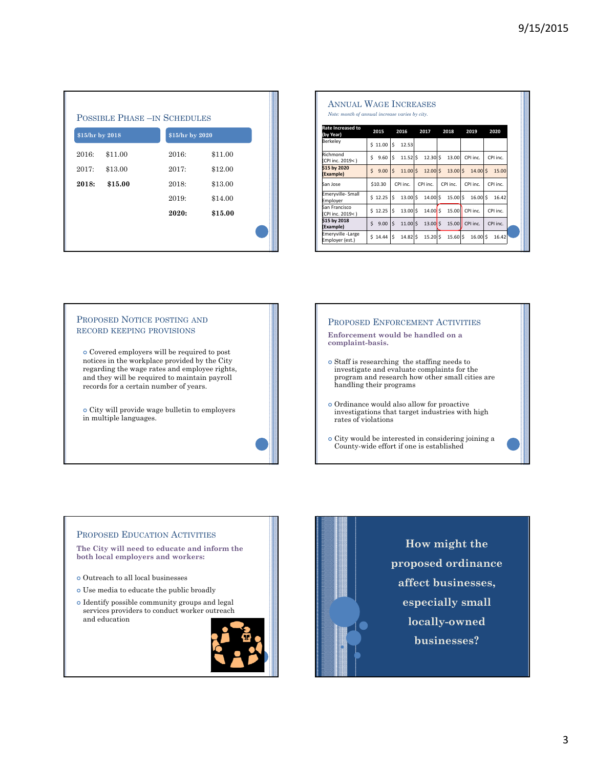## Possible Phase –In Schedules

| $15/hr by 2018 | | $15/hr by 2020 | |
|---|---|---|---|
| 2016: | $11.00 | 2016: | $11.00 |
| 2017: | $13.00 | 2017: | $12.00 |
| **2018:** | **$15.00** | 2018: | $13.00 |
| | | 2019: | $14.00 |
| | | **2020:** | **$15.00** |

## Annual Wage Increases

*Note: month of annual increase varies by city.*

| Rate Increased to (by Year) | 2015 | 2016 | 2017 | 2018 | 2019 | 2020 |
|---|---|---|---|---|---|---|
| Berkeley | $ 11.00 | $ 12.53 | | | | |
| Richmond (CPI inc. 2019< ) | $ 9.60 | $ 11.52 | $ 12.30 | $ 13.00 | CPI inc. | CPI inc. |
| **$15 by 2020 (Example)** | $ 9.00 | $ 11.00 | $ 12.00 | $ 13.00 | $ 14.00 | $ 15.00 |
| San Jose | $10.30 | CPI inc. | CPI inc. | CPI inc. | CPI inc. | CPI inc. |
| Emeryville- Small Employer | $ 12.25 | $ 13.00 | $ 14.00 | $ 15.00 | $ 16.00 | $ 16.42 |
| San Francisco (CPI inc. 2019< ) | $ 12.25 | $ 13.00 | $ 14.00 | $ 15.00 | CPI inc. | CPI inc. |
| **$15 by 2018 (Example)** | $ 9.00 | $ 11.00 | $ 13.00 | $ 15.00 | CPI inc. | CPI inc. |
| Emeryville -Large Employer (est.) | $ 14.44 | $ 14.82 | $ 15.20 | $ 15.60 | $ 16.00 | $ 16.42 |

## Proposed Notice Posting and Record Keeping Provisions

- Covered employers will be required to post notices in the workplace provided by the City regarding the wage rates and employee rights, and they will be required to maintain payroll records for a certain number of years.
- City will provide wage bulletin to employers in multiple languages.

## Proposed Enforcement Activities

**Enforcement would be handled on a complaint-basis.**

- Staff is researching the staffing needs to investigate and evaluate complaints for the program and research how other small cities are handling their programs
- Ordinance would also allow for proactive investigations that target industries with high rates of violations
- City would be interested in considering joining a County-wide effort if one is established

## Proposed Education Activities

**The City will need to educate and inform the both local employers and workers:**

- Outreach to all local businesses
- Use media to educate the public broadly
- Identify possible community groups and legal services providers to conduct worker outreach and education

## How might the proposed ordinance affect businesses, especially small locally-owned businesses?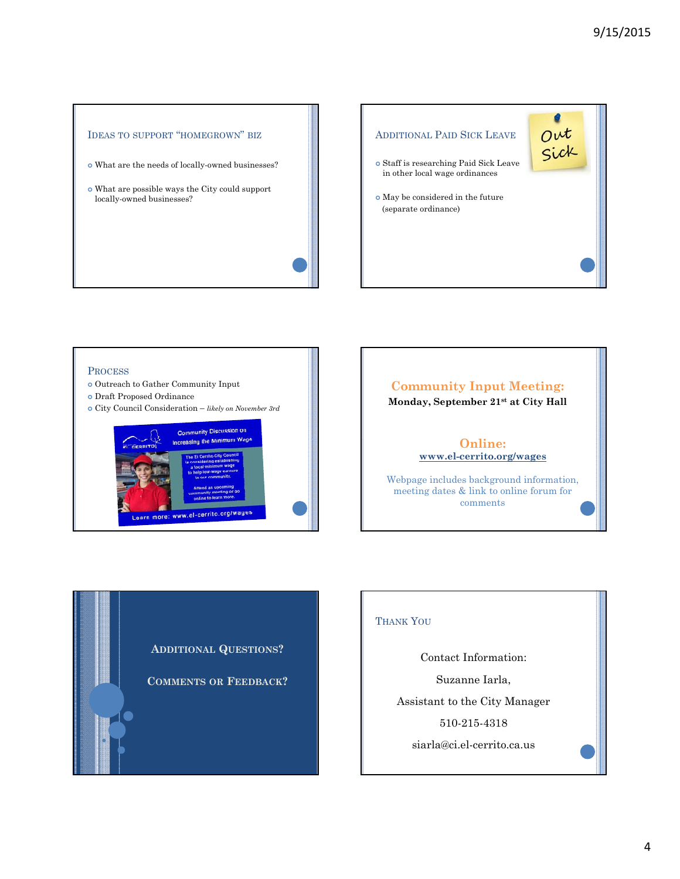## Ideas to Support "Homegrown" Biz

- What are the needs of locally-owned businesses?
- What are possible ways the City could support locally-owned businesses?

## Additional Paid Sick Leave

Out Sick

- Staff is researching Paid Sick Leave in other local wage ordinances
- May be considered in the future (separate ordinance)

## Process

- Outreach to Gather Community Input
- Draft Proposed Ordinance
- City Council Consideration – *likely on November 3rd*

Community Discussion on Increasing the Minimum Wage

EL CERRITO

The El Cerrito City Council is considering establishing a local minimum wage to help low-wage earners in our community.

Attend an upcoming community meeting or go online to learn more.

Learn more: www.el-cerrito.org/wages

## Community Input Meeting:

**Monday, September 21st at City Hall**

## Online:

**www.el-cerrito.org/wages**

Webpage includes background information, meeting dates & link to online forum for comments

## Additional Questions?

## Comments or Feedback?

## Thank You

Contact Information:

Suzanne Iarla,

Assistant to the City Manager

510-215-4318

siarla@ci.el-cerrito.ca.us